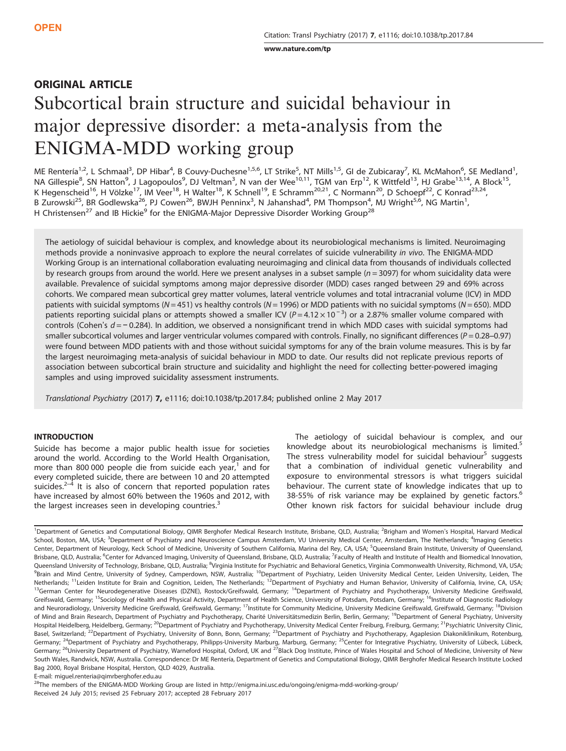OPEN

## ORIGINAL ARTICLE

# Subcortical brain structure and suicidal behaviour in major depressive disorder: a meta-analysis from the ENIGMA-MDD working group

ME Rentería[1,2], L Schmaal[3], DP Hibar[4], B Couvy-Duchesne[1,5,6], LT Strike[5], NT Mills[1,5], GI de Zubicaray[7], KL McMahon[6], SE Medland[1], NA Gillespie[8], SN Hatton[9], J Lagopoulos[9], DJ Veltman[3], N van der Wee[10,11], TGM van Erp[12], K Wittfeld[13], HJ Grabe[13,14], A Block[15], K Hegenscheid[16], H Völzke[17], IM Veer[18], H Walter[18], K Schnell[19], E Schramm[20,21], C Normann[20], D Schoepf[22], C Konrad[23,24], B Zurowski[25], BR Godlewska[26], PJ Cowen[26], BWJH Penninx[3], N Jahanshad[4], PM Thompson[4], MJ Wright[5,6], NG Martin[1], H Christensen[27] and IB Hickie[9] for the ENIGMA-Major Depressive Disorder Working Group[28]

The aetiology of suicidal behaviour is complex, and knowledge about its neurobiological mechanisms is limited. Neuroimaging methods provide a noninvasive approach to explore the neural correlates of suicide vulnerability *in vivo*. The ENIGMA-MDD Working Group is an international collaboration evaluating neuroimaging and clinical data from thousands of individuals collected by research groups from around the world. Here we present analyses in a subset sample ($n = 3097$) for whom suicidality data were available. Prevalence of suicidal symptoms among major depressive disorder (MDD) cases ranged between 29 and 69% across cohorts. We compared mean subcortical grey matter volumes, lateral ventricle volumes and total intracranial volume (ICV) in MDD patients with suicidal symptoms ($N = 451$) vs healthy controls ($N = 1996$) or MDD patients with no suicidal symptoms ($N = 650$). MDD patients reporting suicidal plans or attempts showed a smaller ICV ($P = 4.12 \times 10^{-3}$) or a 2.87% smaller volume compared with controls (Cohen's $d = -0.284$). In addition, we observed a nonsignificant trend in which MDD cases with suicidal symptoms had smaller subcortical volumes and larger ventricular volumes compared with controls. Finally, no significant differences ($P = 0.28$–$0.97$) were found between MDD patients with and those without suicidal symptoms for any of the brain volume measures. This is by far the largest neuroimaging meta-analysis of suicidal behaviour in MDD to date. Our results did not replicate previous reports of association between subcortical brain structure and suicidality and highlight the need for collecting better-powered imaging samples and using improved suicidality assessment instruments.

*Translational Psychiatry* (2017) **7**, e1116; doi:10.1038/tp.2017.84; published online 2 May 2017

## INTRODUCTION

Suicide has become a major public health issue for societies around the world. According to the World Health Organisation, more than 800 000 people die from suicide each year,[1] and for every completed suicide, there are between 10 and 20 attempted suicides.[2–4] It is also of concern that reported population rates have increased by almost 60% between the 1960s and 2012, with the largest increases seen in developing countries.[3]

The aetiology of suicidal behaviour is complex, and our knowledge about its neurobiological mechanisms is limited.[5] The stress vulnerability model for suicidal behaviour[5] suggests that a combination of individual genetic vulnerability and exposure to environmental stressors is what triggers suicidal behaviour. The current state of knowledge indicates that up to 38-55% of risk variance may be explained by genetic factors.[6] Other known risk factors for suicidal behaviour include drug

[1]Department of Genetics and Computational Biology, QIMR Berghofer Medical Research Institute, Brisbane, QLD, Australia; [2]Brigham and Women's Hospital, Harvard Medical School, Boston, MA, USA; [3]Department of Psychiatry and Neuroscience Campus Amsterdam, VU University Medical Center, Amsterdam, The Netherlands; [4]Imaging Genetics Center, Department of Neurology, Keck School of Medicine, University of Southern California, Marina del Rey, CA, USA; [5]Queensland Brain Institute, University of Queensland, Brisbane, QLD, Australia; [6]Center for Advanced Imaging, University of Queensland, Brisbane, QLD, Australia; [7]Faculty of Health and Institute of Health and Biomedical Innovation, Queensland University of Technology, Brisbane, QLD, Australia; [8]Virginia Institute for Psychiatric and Behavioral Genetics, Virginia Commonwealth University, Richmond, VA, USA; [9]Brain and Mind Centre, University of Sydney, Camperdown, NSW, Australia; [10]Department of Psychiatry, Leiden University Medical Center, Leiden University, Leiden, The Netherlands; [11]Leiden Institute for Brain and Cognition, Leiden, The Netherlands; [12]Department of Psychiatry and Human Behavior, University of California, Irvine, CA, USA; [13]German Center for Neurodegenerative Diseases (DZNE), Rostock/Greifswald, Germany; [14]Department of Psychiatry and Psychotherapy, University Medicine Greifswald, Greifswald, Germany; [15]Sociology of Health and Physical Activity, Department of Health Science, University of Potsdam, Potsdam, Germany; [16]Institute of Diagnostic Radiology and Neuroradiology, University Medicine Greifswald, Greifswald, Germany; [17]Institute for Community Medicine, University Medicine Greifswald, Greifswald, Germany; [18]Division of Mind and Brain Research, Department of Psychiatry and Psychotherapy, Charité Universitätsmedizin Berlin, Berlin, Germany; [19]Department of General Psychiatry, University Hospital Heidelberg, Heidelberg, Germany; [20]Department of Psychiatry and Psychotherapy, University Medical Center Freiburg, Freiburg, Germany; [21]Psychiatric University Clinic, Basel, Switzerland; [22]Department of Psychiatry, University of Bonn, Bonn, Germany; [23]Department of Psychiatry and Psychotherapy, Agaplesion Diakoniklinikum, Rotenburg, Germany; [24]Department of Psychiatry and Psychotherapy, Philipps-University Marburg, Marburg, Germany; [25]Center for Integrative Psychiatry, University of Lübeck, Lübeck, Germany; [26]University Department of Psychiatry, Warneford Hospital, Oxford, UK and [27]Black Dog Institute, Prince of Wales Hospital and School of Medicine, University of New South Wales, Randwick, NSW, Australia. Correspondence: Dr ME Rentería, Department of Genetics and Computational Biology, QIMR Berghofer Medical Research Institute Locked Bag 2000, Royal Brisbane Hospital, Herston, QLD 4029, Australia.
E-mail: miguel.renteria@qimrberghofer.edu.au
[28]The members of the ENIGMA-MDD Working Group are listed in http://enigma.ini.usc.edu/ongoing/enigma-mdd-working-group/
Received 24 July 2015; revised 25 February 2017; accepted 28 February 2017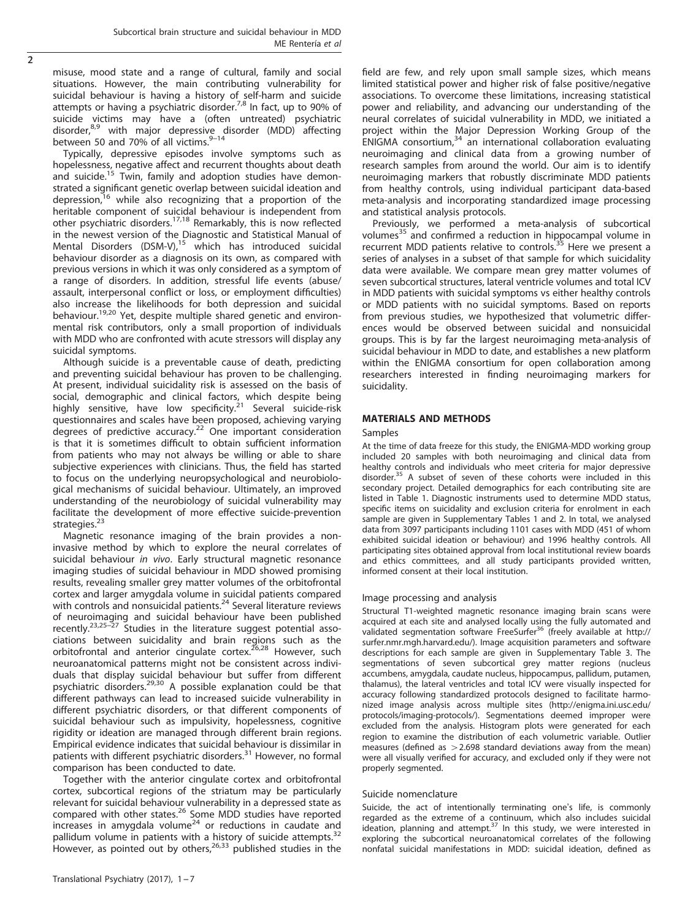misuse, mood state and a range of cultural, family and social situations. However, the main contributing vulnerability for suicidal behaviour is having a history of self-harm and suicide attempts or having a psychiatric disorder.[7,8] In fact, up to 90% of suicide victims may have a (often untreated) psychiatric disorder,[8,9] with major depressive disorder (MDD) affecting between 50 and 70% of all victims.[9–14]

Typically, depressive episodes involve symptoms such as hopelessness, negative affect and recurrent thoughts about death and suicide.[15] Twin, family and adoption studies have demonstrated a significant genetic overlap between suicidal ideation and depression,[16] while also recognizing that a proportion of the heritable component of suicidal behaviour is independent from other psychiatric disorders.[17,18] Remarkably, this is now reflected in the newest version of the Diagnostic and Statistical Manual of Mental Disorders (DSM-V),[15] which has introduced suicidal behaviour disorder as a diagnosis on its own, as compared with previous versions in which it was only considered as a symptom of a range of disorders. In addition, stressful life events (abuse/assault, interpersonal conflict or loss, or employment difficulties) also increase the likelihoods for both depression and suicidal behaviour.[19,20] Yet, despite multiple shared genetic and environmental risk contributors, only a small proportion of individuals with MDD who are confronted with acute stressors will display any suicidal symptoms.

Although suicide is a preventable cause of death, predicting and preventing suicidal behaviour has proven to be challenging. At present, individual suicidality risk is assessed on the basis of social, demographic and clinical factors, which despite being highly sensitive, have low specificity.[21] Several suicide-risk questionnaires and scales have been proposed, achieving varying degrees of predictive accuracy.[22] One important consideration is that it is sometimes difficult to obtain sufficient information from patients who may not always be willing or able to share subjective experiences with clinicians. Thus, the field has started to focus on the underlying neuropsychological and neurobiological mechanisms of suicidal behaviour. Ultimately, an improved understanding of the neurobiology of suicidal vulnerability may facilitate the development of more effective suicide-prevention strategies.[23]

Magnetic resonance imaging of the brain provides a non-invasive method by which to explore the neural correlates of suicidal behaviour *in vivo*. Early structural magnetic resonance imaging studies of suicidal behaviour in MDD showed promising results, revealing smaller grey matter volumes of the orbitofrontal cortex and larger amygdala volume in suicidal patients compared with controls and nonsuicidal patients.[24] Several literature reviews of neuroimaging and suicidal behaviour have been published recently.[23,25–27] Studies in the literature suggest potential associations between suicidality and brain regions such as the orbitofrontal and anterior cingulate cortex.[26,28] However, such neuroanatomical patterns might not be consistent across individuals that display suicidal behaviour but suffer from different psychiatric disorders.[29,30] A possible explanation could be that different pathways can lead to increased suicide vulnerability in different psychiatric disorders, or that different components of suicidal behaviour such as impulsivity, hopelessness, cognitive rigidity or ideation are managed through different brain regions. Empirical evidence indicates that suicidal behaviour is dissimilar in patients with different psychiatric disorders.[31] However, no formal comparison has been conducted to date.

Together with the anterior cingulate cortex and orbitofrontal cortex, subcortical regions of the striatum may be particularly relevant for suicidal behaviour vulnerability in a depressed state as compared with other states.[26] Some MDD studies have reported increases in amygdala volume[24] or reductions in caudate and pallidum volume in patients with a history of suicide attempts.[32] However, as pointed out by others,[26,33] published studies in the field are few, and rely upon small sample sizes, which means limited statistical power and higher risk of false positive/negative associations. To overcome these limitations, increasing statistical power and reliability, and advancing our understanding of the neural correlates of suicidal vulnerability in MDD, we initiated a project within the Major Depression Working Group of the ENIGMA consortium,[34] an international collaboration evaluating neuroimaging and clinical data from a growing number of research samples from around the world. Our aim is to identify neuroimaging markers that robustly discriminate MDD patients from healthy controls, using individual participant data-based meta-analysis and incorporating standardized image processing and statistical analysis protocols.

Previously, we performed a meta-analysis of subcortical volumes[35] and confirmed a reduction in hippocampal volume in recurrent MDD patients relative to controls.[35] Here we present a series of analyses in a subset of that sample for which suicidality data were available. We compare mean grey matter volumes of seven subcortical structures, lateral ventricle volumes and total ICV in MDD patients with suicidal symptoms vs either healthy controls or MDD patients with no suicidal symptoms. Based on reports from previous studies, we hypothesized that volumetric differences would be observed between suicidal and nonsuicidal groups. This is by far the largest neuroimaging meta-analysis of suicidal behaviour in MDD to date, and establishes a new platform within the ENIGMA consortium for open collaboration among researchers interested in finding neuroimaging markers for suicidality.

## MATERIALS AND METHODS

### Samples

At the time of data freeze for this study, the ENIGMA-MDD working group included 20 samples with both neuroimaging and clinical data from healthy controls and individuals who meet criteria for major depressive disorder.[35] A subset of seven of these cohorts were included in this secondary project. Detailed demographics for each contributing site are listed in Table 1. Diagnostic instruments used to determine MDD status, specific items on suicidality and exclusion criteria for enrolment in each sample are given in Supplementary Tables 1 and 2. In total, we analysed data from 3097 participants including 1101 cases with MDD (451 of whom exhibited suicidal ideation or behaviour) and 1996 healthy controls. All participating sites obtained approval from local institutional review boards and ethics committees, and all study participants provided written, informed consent at their local institution.

### Image processing and analysis

Structural T1-weighted magnetic resonance imaging brain scans were acquired at each site and analysed locally using the fully automated and validated segmentation software FreeSurfer[36] (freely available at http://surfer.nmr.mgh.harvard.edu/). Image acquisition parameters and software descriptions for each sample are given in Supplementary Table 3. The segmentations of seven subcortical grey matter regions (nucleus accumbens, amygdala, caudate nucleus, hippocampus, pallidum, putamen, thalamus), the lateral ventricles and total ICV were visually inspected for accuracy following standardized protocols designed to facilitate harmonized image analysis across multiple sites (http://enigma.ini.usc.edu/protocols/imaging-protocols/). Segmentations deemed improper were excluded from the analysis. Histogram plots were generated for each region to examine the distribution of each volumetric variable. Outlier measures (defined as $>2.698$ standard deviations away from the mean) were all visually verified for accuracy, and excluded only if they were not properly segmented.

### Suicide nomenclature

Suicide, the act of intentionally terminating one's life, is commonly regarded as the extreme of a continuum, which also includes suicidal ideation, planning and attempt.[37] In this study, we were interested in exploring the subcortical neuroanatomical correlates of the following nonfatal suicidal manifestations in MDD: suicidal ideation, defined as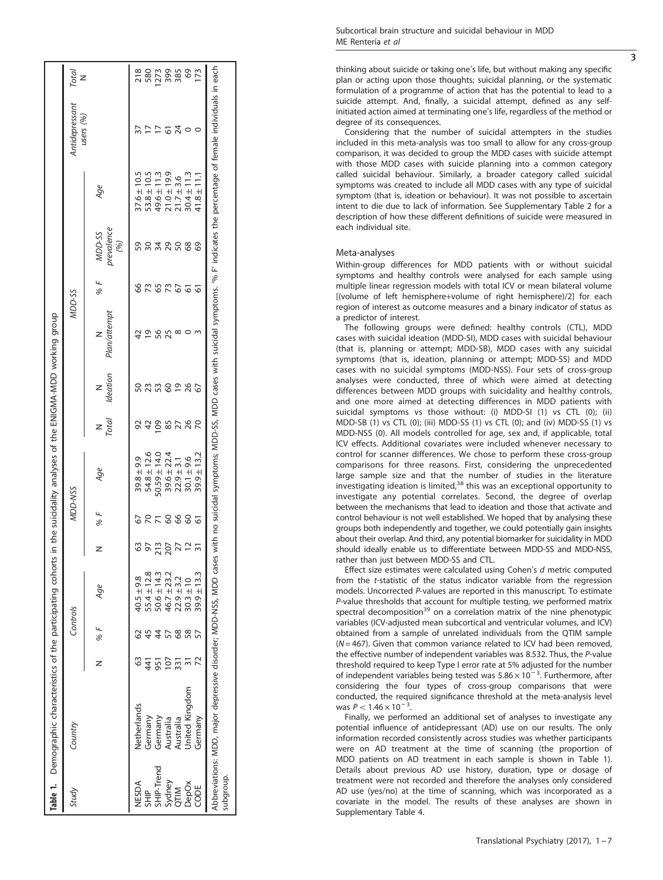**Table 1.** Demographic characteristics of the participating cohorts in the suicidality analyses of the ENIGMA-MDD working group

| Study | Country | Controls | | | MDD-NSS | | | MDD-SS | | | | | | Antidepressant users (%) | Total N |
|---|---|---|---|---|---|---|---|---|---|---|---|---|---|---|---|
| | | N | % F | Age | N | % F | Age | N Total | N Ideation | N Plan/attempt | % F | MDD-SS prevalence (%) | Age | | |
| NESDA | Netherlands | 63 | 62 | 40.5 ± 9.8 | 63 | 67 | 39.8 ± 9.9 | 92 | 50 | 42 | 66 | 59 | 37.6 ± 10.5 | 37 | 218 |
| SHIP | Germany | 441 | 45 | 55.4 ± 12.8 | 97 | 70 | 54.8 ± 12.6 | 42 | 23 | 19 | 73 | 30 | 53.8 ± 10.5 | 17 | 580 |
| SHIP-Trend | Germany | 951 | 44 | 50.6 ± 14.3 | 213 | 71 | 50.59 ± 14.0 | 109 | 53 | 56 | 65 | 34 | 49.6 ± 11.3 | 17 | 1273 |
| Sydney | Australia | 107 | 57 | 46.7 ± 23.2 | 207 | 60 | 39.6 ± 22.4 | 85 | 60 | 25 | 73 | 29 | 21.0 ± 19.9 | 61 | 399 |
| QTIM | Australia | 331 | 68 | 22.9 ± 3.2 | 27 | 66 | 22.9 ± 3.1 | 27 | 19 | 8 | 67 | 50 | 21.7 ± 3.6 | 24 | 385 |
| DepOx | United Kingdom | 31 | 58 | 30.3 ± 10 | 12 | 60 | 30.1 ± 9.6 | 26 | 26 | 0 | 61 | 68 | 30.4 ± 11.3 | 0 | 69 |
| CODE | Germany | 72 | 57 | 39.9 ± 13.3 | 31 | 61 | 39.9 ± 13.2 | 70 | 67 | 3 | 61 | 69 | 41.8 ± 11.1 | 0 | 173 |

Abbreviations: MDD, major depressive disorder; MDD-NSS, MDD cases with no suicidal symptoms; MDD-SS, MDD cases with suicidal symptoms. '% F' indicates the percentage of female individuals in each subgroup.

thinking about suicide or taking one's life, but without making any specific plan or acting upon those thoughts; suicidal planning, or the systematic formulation of a programme of action that has the potential to lead to a suicide attempt. And, finally, a suicidal attempt, defined as any self-initiated action aimed at terminating one's life, regardless of the method or degree of its consequences.

Considering that the number of suicidal attempters in the studies included in this meta-analysis was too small to allow for any cross-group comparison, it was decided to group the MDD cases with suicide attempt with those MDD cases with suicide planning into a common category called suicidal behaviour. Similarly, a broader category called suicidal symptoms was created to include all MDD cases with any type of suicidal symptom (that is, ideation or behaviour). It was not possible to ascertain intent to die due to lack of information. See Supplementary Table 2 for a description of how these different definitions of suicide were measured in each individual site.

## Meta-analyses

Within-group differences for MDD patients with or without suicidal symptoms and healthy controls were analysed for each sample using multiple linear regression models with total ICV or mean bilateral volume [(volume of left hemisphere+volume of right hemisphere)/2] for each region of interest as outcome measures and a binary indicator of status as a predictor of interest.

The following groups were defined: healthy controls (CTL), MDD cases with suicidal ideation (MDD-SI), MDD cases with suicidal behaviour (that is, planning or attempt; MDD-SB), MDD cases with any suicidal symptoms (that is, ideation, planning or attempt; MDD-SS) and MDD cases with no suicidal symptoms (MDD-NSS). Four sets of cross-group analyses were conducted, three of which were aimed at detecting differences between MDD groups with suicidality and healthy controls, and one more aimed at detecting differences in MDD patients with suicidal symptoms vs those without: (i) MDD-SI (1) vs CTL (0); (ii) MDD-SB (1) vs CTL (0); (iii) MDD-SS (1) vs CTL (0); and (iv) MDD-SS (1) vs MDD-NSS (0). All models controlled for age, sex and, if applicable, total ICV effects. Additional covariates were included whenever necessary to control for scanner differences. We chose to perform these cross-group comparisons for three reasons. First, considering the unprecedented large sample size and that the number of studies in the literature investigating ideation is limited,[38] this was an exceptional opportunity to investigate any potential correlates. Second, the degree of overlap between the mechanisms that lead to ideation and those that activate and control behaviour is not well established. We hoped that by analysing these groups both independently and together, we could potentially gain insights about their overlap. And third, any potential biomarker for suicidality in MDD should ideally enable us to differentiate between MDD-SS and MDD-NSS, rather than just between MDD-SS and CTL.

Effect size estimates were calculated using Cohen's $d$ metric computed from the $t$-statistic of the status indicator variable from the regression models. Uncorrected $P$-values are reported in this manuscript. To estimate $P$-value thresholds that account for multiple testing, we performed matrix spectral decomposition[39] on a correlation matrix of the nine phenotypic variables (ICV-adjusted mean subcortical and ventricular volumes, and ICV) obtained from a sample of unrelated individuals from the QTIM sample ($N = 467$). Given that common variance related to ICV had been removed, the effective number of independent variables was 8.532. Thus, the $P$-value threshold required to keep Type I error rate at 5% adjusted for the number of independent variables being tested was $5.86 \times 10^{-3}$. Furthermore, after considering the four types of cross-group comparisons that were conducted, the required significance threshold at the meta-analysis level was $P < 1.46 \times 10^{-3}$.

Finally, we performed an additional set of analyses to investigate any potential influence of antidepressant (AD) use on our results. The only information recorded consistently across studies was whether participants were on AD treatment at the time of scanning (the proportion of MDD patients on AD treatment in each sample is shown in Table 1). Details about previous AD use history, duration, type or dosage of treatment were not recorded and therefore the analyses only considered AD use (yes/no) at the time of scanning, which was incorporated as a covariate in the model. The results of these analyses are shown in Supplementary Table 4.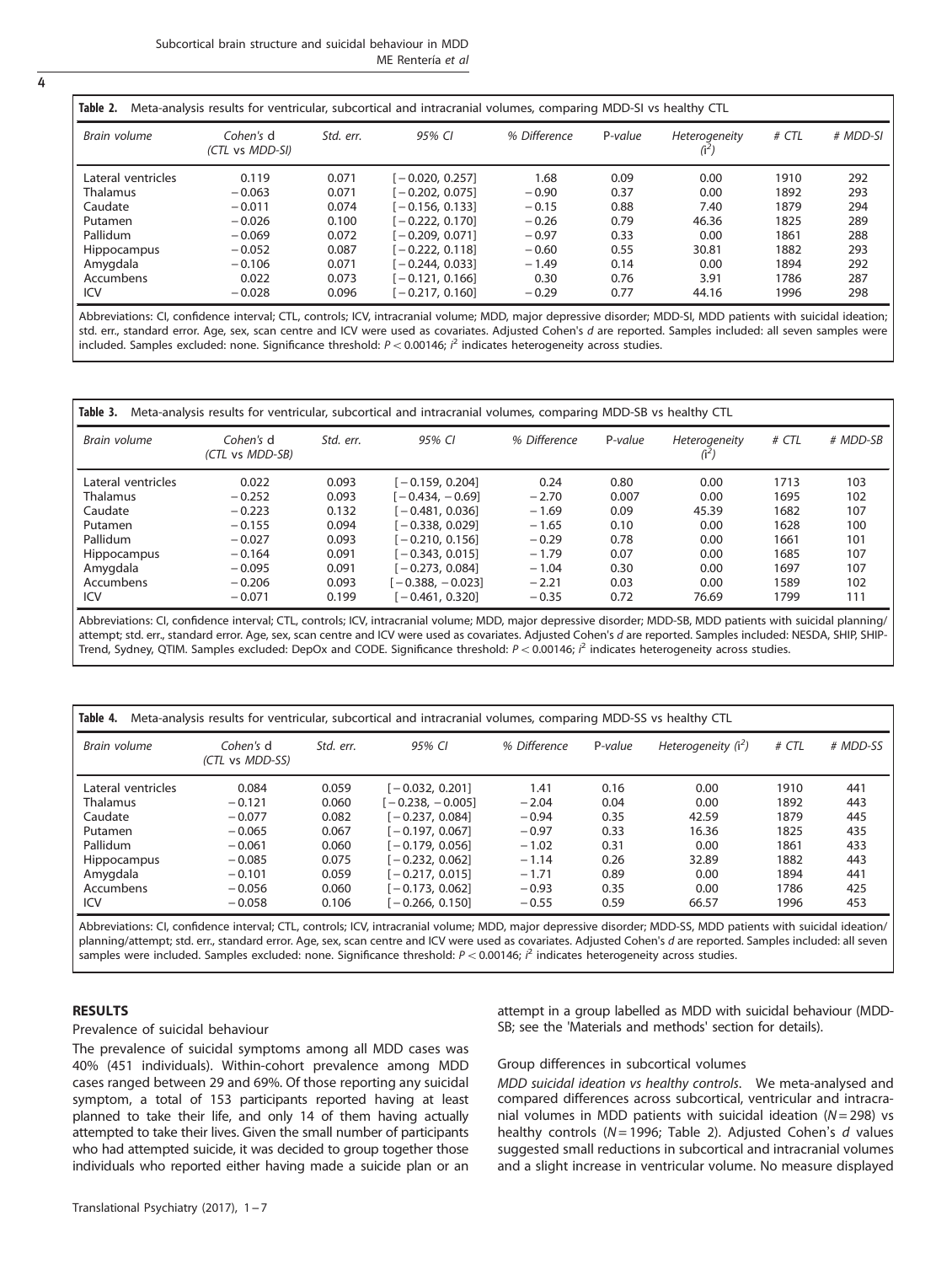**Table 2.** Meta-analysis results for ventricular, subcortical and intracranial volumes, comparing MDD-SI vs healthy CTL

| Brain volume | Cohen's d (CTL vs MDD-SI) | Std. err. | 95% CI | % Difference | P-value | Heterogeneity ($i^2$) | # CTL | # MDD-SI |
|---|---|---|---|---|---|---|---|---|
| Lateral ventricles | 0.119 | 0.071 | [ − 0.020, 0.257] | 1.68 | 0.09 | 0.00 | 1910 | 292 |
| Thalamus | − 0.063 | 0.071 | [ − 0.202, 0.075] | − 0.90 | 0.37 | 0.00 | 1892 | 293 |
| Caudate | − 0.011 | 0.074 | [ − 0.156, 0.133] | − 0.15 | 0.88 | 7.40 | 1879 | 294 |
| Putamen | − 0.026 | 0.100 | [ − 0.222, 0.170] | − 0.26 | 0.79 | 46.36 | 1825 | 289 |
| Pallidum | − 0.069 | 0.072 | [ − 0.209, 0.071] | − 0.97 | 0.33 | 0.00 | 1861 | 288 |
| Hippocampus | − 0.052 | 0.087 | [ − 0.222, 0.118] | − 0.60 | 0.55 | 30.81 | 1882 | 293 |
| Amygdala | − 0.106 | 0.071 | [ − 0.244, 0.033] | − 1.49 | 0.14 | 0.00 | 1894 | 292 |
| Accumbens | 0.022 | 0.073 | [ − 0.121, 0.166] | 0.30 | 0.76 | 3.91 | 1786 | 287 |
| ICV | − 0.028 | 0.096 | [ − 0.217, 0.160] | − 0.29 | 0.77 | 44.16 | 1996 | 298 |

Abbreviations: CI, confidence interval; CTL, controls; ICV, intracranial volume; MDD, major depressive disorder; MDD-SI, MDD patients with suicidal ideation; std. err., standard error. Age, sex, scan centre and ICV were used as covariates. Adjusted Cohen's *d* are reported. Samples included: all seven samples were included. Samples excluded: none. Significance threshold: $P < 0.00146$; $i^2$ indicates heterogeneity across studies.

**Table 3.** Meta-analysis results for ventricular, subcortical and intracranial volumes, comparing MDD-SB vs healthy CTL

| Brain volume | Cohen's d (CTL vs MDD-SB) | Std. err. | 95% CI | % Difference | P-value | Heterogeneity ($i^2$) | # CTL | # MDD-SB |
|---|---|---|---|---|---|---|---|---|
| Lateral ventricles | 0.022 | 0.093 | [ − 0.159, 0.204] | 0.24 | 0.80 | 0.00 | 1713 | 103 |
| Thalamus | − 0.252 | 0.093 | [ − 0.434, − 0.69] | − 2.70 | 0.007 | 0.00 | 1695 | 102 |
| Caudate | − 0.223 | 0.132 | [ − 0.481, 0.036] | − 1.69 | 0.09 | 45.39 | 1682 | 107 |
| Putamen | − 0.155 | 0.094 | [ − 0.338, 0.029] | − 1.65 | 0.10 | 0.00 | 1628 | 100 |
| Pallidum | − 0.027 | 0.093 | [ − 0.210, 0.156] | − 0.29 | 0.78 | 0.00 | 1661 | 101 |
| Hippocampus | − 0.164 | 0.091 | [ − 0.343, 0.015] | − 1.79 | 0.07 | 0.00 | 1685 | 107 |
| Amygdala | − 0.095 | 0.091 | [ − 0.273, 0.084] | − 1.04 | 0.30 | 0.00 | 1697 | 107 |
| Accumbens | − 0.206 | 0.093 | [ − 0.388, − 0.023] | − 2.21 | 0.03 | 0.00 | 1589 | 102 |
| ICV | − 0.071 | 0.199 | [ − 0.461, 0.320] | − 0.35 | 0.72 | 76.69 | 1799 | 111 |

Abbreviations: CI, confidence interval; CTL, controls; ICV, intracranial volume; MDD, major depressive disorder; MDD-SB, MDD patients with suicidal planning/attempt; std. err., standard error. Age, sex, scan centre and ICV were used as covariates. Adjusted Cohen's *d* are reported. Samples included: NESDA, SHIP, SHIP-Trend, Sydney, QTIM. Samples excluded: DepOx and CODE. Significance threshold: $P < 0.00146$; $i^2$ indicates heterogeneity across studies.

**Table 4.** Meta-analysis results for ventricular, subcortical and intracranial volumes, comparing MDD-SS vs healthy CTL

| Brain volume | Cohen's d (CTL vs MDD-SS) | Std. err. | 95% CI | % Difference | P-value | Heterogeneity ($i^2$) | # CTL | # MDD-SS |
|---|---|---|---|---|---|---|---|---|
| Lateral ventricles | 0.084 | 0.059 | [ − 0.032, 0.201] | 1.41 | 0.16 | 0.00 | 1910 | 441 |
| Thalamus | − 0.121 | 0.060 | [ − 0.238, − 0.005] | − 2.04 | 0.04 | 0.00 | 1892 | 443 |
| Caudate | − 0.077 | 0.082 | [ − 0.237, 0.084] | − 0.94 | 0.35 | 42.59 | 1879 | 445 |
| Putamen | − 0.065 | 0.067 | [ − 0.197, 0.067] | − 0.97 | 0.33 | 16.36 | 1825 | 435 |
| Pallidum | − 0.061 | 0.060 | [ − 0.179, 0.056] | − 1.02 | 0.31 | 0.00 | 1861 | 433 |
| Hippocampus | − 0.085 | 0.075 | [ − 0.232, 0.062] | − 1.14 | 0.26 | 32.89 | 1882 | 443 |
| Amygdala | − 0.101 | 0.059 | [ − 0.217, 0.015] | − 1.71 | 0.89 | 0.00 | 1894 | 441 |
| Accumbens | − 0.056 | 0.060 | [ − 0.173, 0.062] | − 0.93 | 0.35 | 0.00 | 1786 | 425 |
| ICV | − 0.058 | 0.106 | [ − 0.266, 0.150] | − 0.55 | 0.59 | 66.57 | 1996 | 453 |

Abbreviations: CI, confidence interval; CTL, controls; ICV, intracranial volume; MDD, major depressive disorder; MDD-SS, MDD patients with suicidal ideation/planning/attempt; std. err., standard error. Age, sex, scan centre and ICV were used as covariates. Adjusted Cohen's *d* are reported. Samples included: all seven samples were included. Samples excluded: none. Significance threshold: $P < 0.00146$; $i^2$ indicates heterogeneity across studies.

## RESULTS

### Prevalence of suicidal behaviour

The prevalence of suicidal symptoms among all MDD cases was 40% (451 individuals). Within-cohort prevalence among MDD cases ranged between 29 and 69%. Of those reporting any suicidal symptom, a total of 153 participants reported having at least planned to take their life, and only 14 of them having actually attempted to take their lives. Given the small number of participants who had attempted suicide, it was decided to group together those individuals who reported either having made a suicide plan or an attempt in a group labelled as MDD with suicidal behaviour (MDD-SB; see the 'Materials and methods' section for details).

### Group differences in subcortical volumes

*MDD suicidal ideation vs healthy controls*. We meta-analysed and compared differences across subcortical, ventricular and intracranial volumes in MDD patients with suicidal ideation ($N = 298$) vs healthy controls ($N = 1996$; Table 2). Adjusted Cohen's *d* values suggested small reductions in subcortical and intracranial volumes and a slight increase in ventricular volume. No measure displayed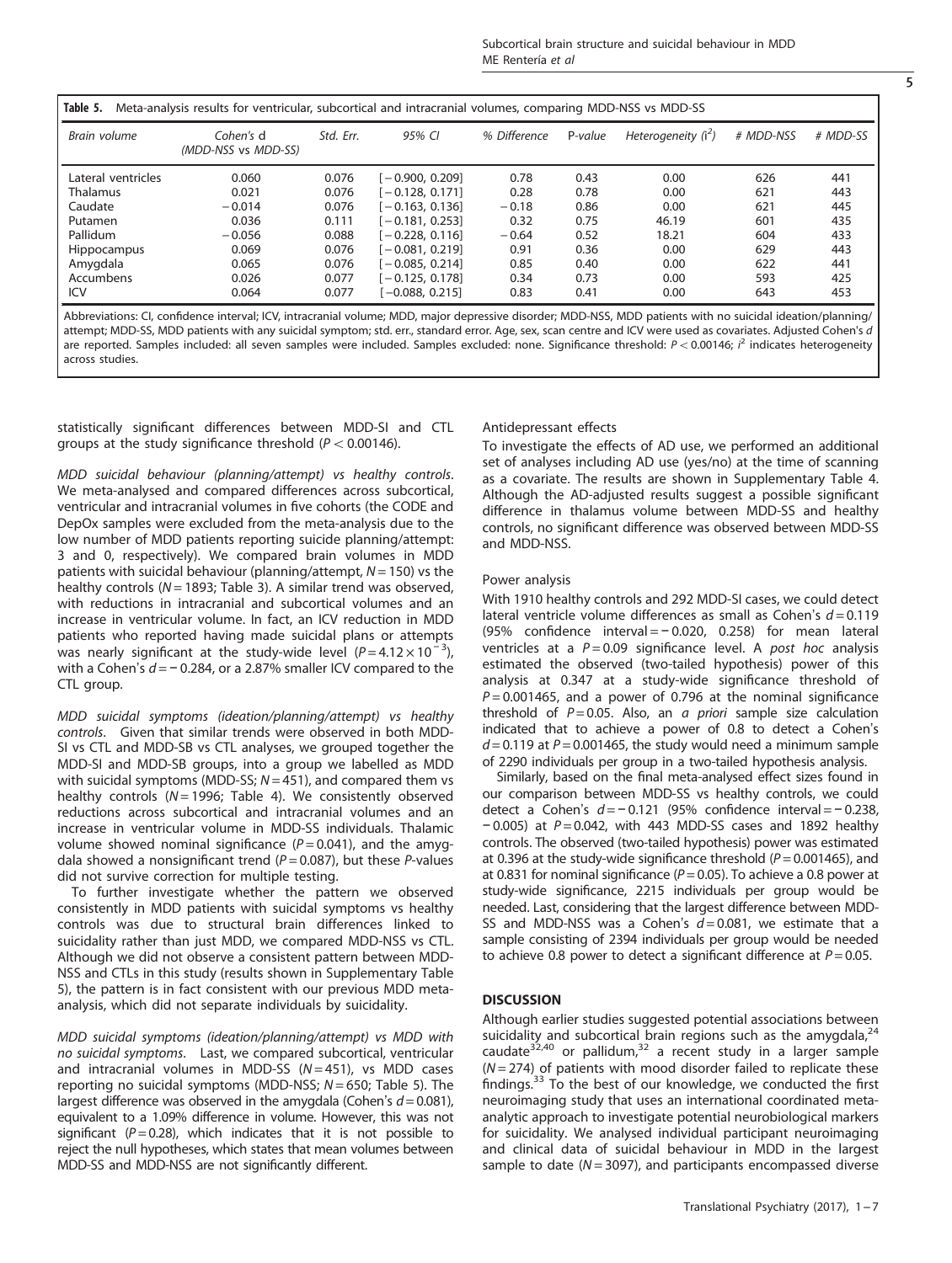**Table 5.** Meta-analysis results for ventricular, subcortical and intracranial volumes, comparing MDD-NSS vs MDD-SS

| Brain volume | Cohen's d (MDD-NSS vs MDD-SS) | Std. Err. | 95% CI | % Difference | P-value | Heterogeneity ($i^2$) | # MDD-NSS | # MDD-SS |
|---|---|---|---|---|---|---|---|---|
| Lateral ventricles | 0.060 | 0.076 | [−0.900, 0.209] | 0.78 | 0.43 | 0.00 | 626 | 441 |
| Thalamus | 0.021 | 0.076 | [−0.128, 0.171] | 0.28 | 0.78 | 0.00 | 621 | 443 |
| Caudate | −0.014 | 0.076 | [−0.163, 0.136] | −0.18 | 0.86 | 0.00 | 621 | 445 |
| Putamen | 0.036 | 0.111 | [−0.181, 0.253] | 0.32 | 0.75 | 46.19 | 601 | 435 |
| Pallidum | −0.056 | 0.088 | [−0.228, 0.116] | −0.64 | 0.52 | 18.21 | 604 | 433 |
| Hippocampus | 0.069 | 0.076 | [−0.081, 0.219] | 0.91 | 0.36 | 0.00 | 629 | 443 |
| Amygdala | 0.065 | 0.076 | [−0.085, 0.214] | 0.85 | 0.40 | 0.00 | 622 | 441 |
| Accumbens | 0.026 | 0.077 | [−0.125, 0.178] | 0.34 | 0.73 | 0.00 | 593 | 425 |
| ICV | 0.064 | 0.077 | [−0.088, 0.215] | 0.83 | 0.41 | 0.00 | 643 | 453 |

Abbreviations: CI, confidence interval; ICV, intracranial volume; MDD, major depressive disorder; MDD-NSS, MDD patients with no suicidal ideation/planning/attempt; MDD-SS, MDD patients with any suicidal symptom; std. err., standard error. Age, sex, scan centre and ICV were used as covariates. Adjusted Cohen's *d* are reported. Samples included: all seven samples were included. Samples excluded: none. Significance threshold: $P<0.00146$; $i^2$ indicates heterogeneity across studies.

statistically significant differences between MDD-SI and CTL groups at the study significance threshold ($P<0.00146$).

*MDD suicidal behaviour (planning/attempt) vs healthy controls*. We meta-analysed and compared differences across subcortical, ventricular and intracranial volumes in five cohorts (the CODE and DepOx samples were excluded from the meta-analysis due to the low number of MDD patients reporting suicide planning/attempt: 3 and 0, respectively). We compared brain volumes in MDD patients with suicidal behaviour (planning/attempt, $N=150$) vs the healthy controls ($N=1893$; Table 3). A similar trend was observed, with reductions in intracranial and subcortical volumes and an increase in ventricular volume. In fact, an ICV reduction in MDD patients who reported having made suicidal plans or attempts was nearly significant at the study-wide level ($P=4.12\times10^{-3}$), with a Cohen's $d=-0.284$, or a 2.87% smaller ICV compared to the CTL group.

*MDD suicidal symptoms (ideation/planning/attempt) vs healthy controls*. Given that similar trends were observed in both MDD-SI vs CTL and MDD-SB vs CTL analyses, we grouped together the MDD-SI and MDD-SB groups, into a group we labelled as MDD with suicidal symptoms (MDD-SS; $N=451$), and compared them vs healthy controls ($N=1996$; Table 4). We consistently observed reductions across subcortical and intracranial volumes and an increase in ventricular volume in MDD-SS individuals. Thalamic volume showed nominal significance ($P=0.041$), and the amygdala showed a nonsignificant trend ($P=0.087$), but these *P*-values did not survive correction for multiple testing.

To further investigate whether the pattern we observed consistently in MDD patients with suicidal symptoms vs healthy controls was due to structural brain differences linked to suicidality rather than just MDD, we compared MDD-NSS vs CTL. Although we did not observe a consistent pattern between MDD-NSS and CTLs in this study (results shown in Supplementary Table 5), the pattern is in fact consistent with our previous MDD meta-analysis, which did not separate individuals by suicidality.

*MDD suicidal symptoms (ideation/planning/attempt) vs MDD with no suicidal symptoms*. Last, we compared subcortical, ventricular and intracranial volumes in MDD-SS ($N=451$), vs MDD cases reporting no suicidal symptoms (MDD-NSS; $N=650$; Table 5). The largest difference was observed in the amygdala (Cohen's $d=0.081$), equivalent to a 1.09% difference in volume. However, this was not significant ($P=0.28$), which indicates that it is not possible to reject the null hypotheses, which states that mean volumes between MDD-SS and MDD-NSS are not significantly different.

Antidepressant effects

To investigate the effects of AD use, we performed an additional set of analyses including AD use (yes/no) at the time of scanning as a covariate. The results are shown in Supplementary Table 4. Although the AD-adjusted results suggest a possible significant difference in thalamus volume between MDD-SS and healthy controls, no significant difference was observed between MDD-SS and MDD-NSS.

Power analysis

With 1910 healthy controls and 292 MDD-SI cases, we could detect lateral ventricle volume differences as small as Cohen's $d=0.119$ (95% confidence interval $=-0.020$, 0.258) for mean lateral ventricles at a $P=0.09$ significance level. A *post hoc* analysis estimated the observed (two-tailed hypothesis) power of this analysis at 0.347 at a study-wide significance threshold of $P=0.001465$, and a power of 0.796 at the nominal significance threshold of $P=0.05$. Also, an *a priori* sample size calculation indicated that to achieve a power of 0.8 to detect a Cohen's $d=0.119$ at $P=0.001465$, the study would need a minimum sample of 2290 individuals per group in a two-tailed hypothesis analysis.

Similarly, based on the final meta-analysed effect sizes found in our comparison between MDD-SS vs healthy controls, we could detect a Cohen's $d=-0.121$ (95% confidence interval $=-0.238$, $-0.005$) at $P=0.042$, with 443 MDD-SS cases and 1892 healthy controls. The observed (two-tailed hypothesis) power was estimated at 0.396 at the study-wide significance threshold ($P=0.001465$), and at 0.831 for nominal significance ($P=0.05$). To achieve a 0.8 power at study-wide significance, 2215 individuals per group would be needed. Last, considering that the largest difference between MDD-SS and MDD-NSS was a Cohen's $d=0.081$, we estimate that a sample consisting of 2394 individuals per group would be needed to achieve 0.8 power to detect a significant difference at $P=0.05$.

## DISCUSSION

Although earlier studies suggested potential associations between suicidality and subcortical brain regions such as the amygdala,[24] caudate[32,40] or pallidum,[32] a recent study in a larger sample ($N=274$) of patients with mood disorder failed to replicate these findings.[33] To the best of our knowledge, we conducted the first neuroimaging study that uses an international coordinated meta-analytic approach to investigate potential neurobiological markers for suicidality. We analysed individual participant neuroimaging and clinical data of suicidal behaviour in MDD in the largest sample to date ($N=3097$), and participants encompassed diverse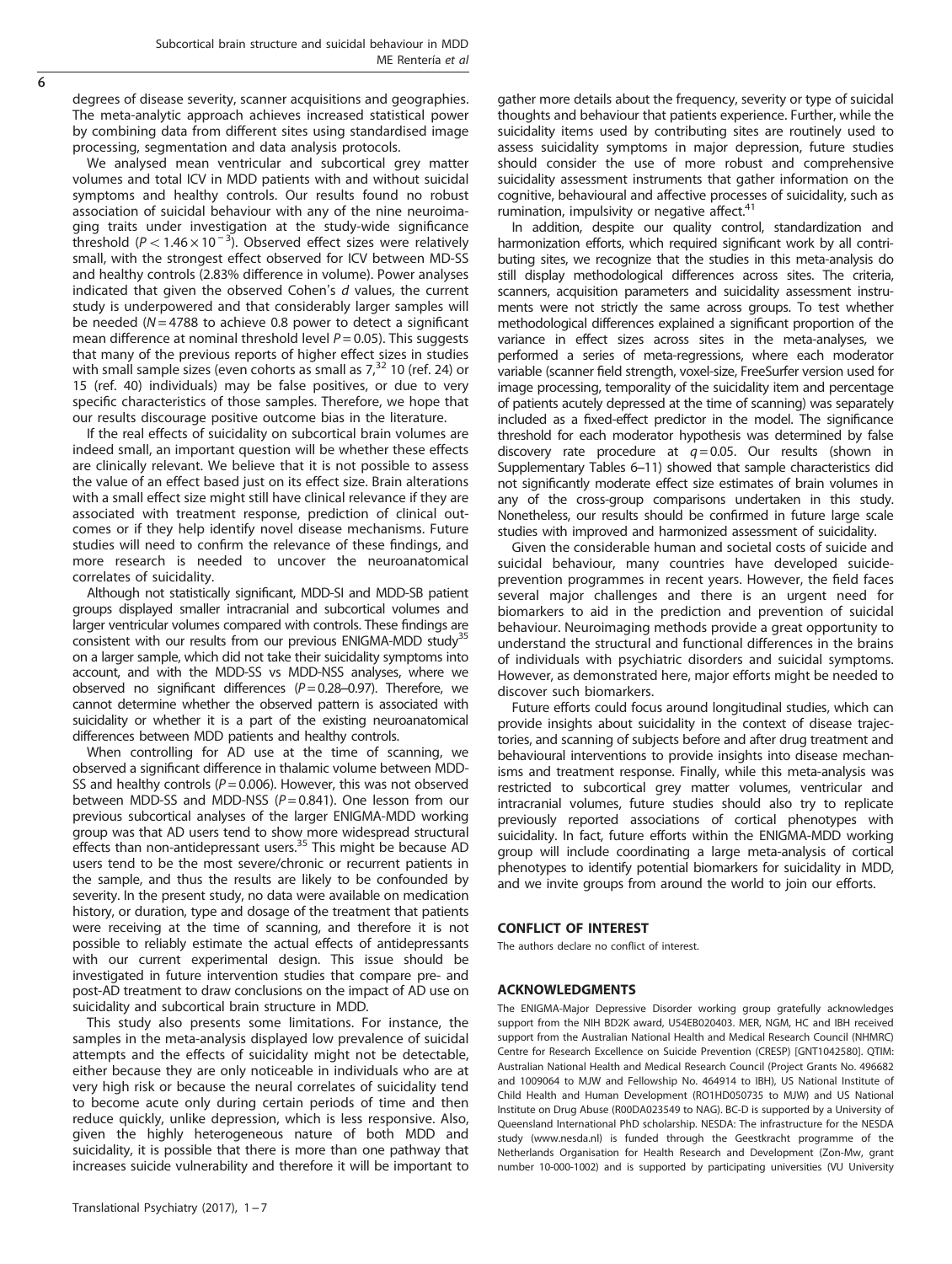degrees of disease severity, scanner acquisitions and geographies. The meta-analytic approach achieves increased statistical power by combining data from different sites using standardised image processing, segmentation and data analysis protocols.

We analysed mean ventricular and subcortical grey matter volumes and total ICV in MDD patients with and without suicidal symptoms and healthy controls. Our results found no robust association of suicidal behaviour with any of the nine neuroimaging traits under investigation at the study-wide significance threshold ($P < 1.46 \times 10^{-3}$). Observed effect sizes were relatively small, with the strongest effect observed for ICV between MD-SS and healthy controls (2.83% difference in volume). Power analyses indicated that given the observed Cohen's $d$ values, the current study is underpowered and that considerably larger samples will be needed ($N = 4788$ to achieve 0.8 power to detect a significant mean difference at nominal threshold level $P = 0.05$). This suggests that many of the previous reports of higher effect sizes in studies with small sample sizes (even cohorts as small as 7,[32] 10 (ref. 24) or 15 (ref. 40) individuals) may be false positives, or due to very specific characteristics of those samples. Therefore, we hope that our results discourage positive outcome bias in the literature.

If the real effects of suicidality on subcortical brain volumes are indeed small, an important question will be whether these effects are clinically relevant. We believe that it is not possible to assess the value of an effect based just on its effect size. Brain alterations with a small effect size might still have clinical relevance if they are associated with treatment response, prediction of clinical outcomes or if they help identify novel disease mechanisms. Future studies will need to confirm the relevance of these findings, and more research is needed to uncover the neuroanatomical correlates of suicidality.

Although not statistically significant, MDD-SI and MDD-SB patient groups displayed smaller intracranial and subcortical volumes and larger ventricular volumes compared with controls. These findings are consistent with our results from our previous ENIGMA-MDD study[35] on a larger sample, which did not take their suicidality symptoms into account, and with the MDD-SS vs MDD-NSS analyses, where we observed no significant differences ($P = 0.28$–$0.97$). Therefore, we cannot determine whether the observed pattern is associated with suicidality or whether it is a part of the existing neuroanatomical differences between MDD patients and healthy controls.

When controlling for AD use at the time of scanning, we observed a significant difference in thalamic volume between MDD-SS and healthy controls ($P = 0.006$). However, this was not observed between MDD-SS and MDD-NSS ($P = 0.841$). One lesson from our previous subcortical analyses of the larger ENIGMA-MDD working group was that AD users tend to show more widespread structural effects than non-antidepressant users.[35] This might be because AD users tend to be the most severe/chronic or recurrent patients in the sample, and thus the results are likely to be confounded by severity. In the present study, no data were available on medication history, or duration, type and dosage of the treatment that patients were receiving at the time of scanning, and therefore it is not possible to reliably estimate the actual effects of antidepressants with our current experimental design. This issue should be investigated in future intervention studies that compare pre- and post-AD treatment to draw conclusions on the impact of AD use on suicidality and subcortical brain structure in MDD.

This study also presents some limitations. For instance, the samples in the meta-analysis displayed low prevalence of suicidal attempts and the effects of suicidality might not be detectable, either because they are only noticeable in individuals who are at very high risk or because the neural correlates of suicidality tend to become acute only during certain periods of time and then reduce quickly, unlike depression, which is less responsive. Also, given the highly heterogeneous nature of both MDD and suicidality, it is possible that there is more than one pathway that increases suicide vulnerability and therefore it will be important to gather more details about the frequency, severity or type of suicidal thoughts and behaviour that patients experience. Further, while the suicidality items used by contributing sites are routinely used to assess suicidality symptoms in major depression, future studies should consider the use of more robust and comprehensive suicidality assessment instruments that gather information on the cognitive, behavioural and affective processes of suicidality, such as rumination, impulsivity or negative affect.[41]

In addition, despite our quality control, standardization and harmonization efforts, which required significant work by all contributing sites, we recognize that the studies in this meta-analysis do still display methodological differences across sites. The criteria, scanners, acquisition parameters and suicidality assessment instruments were not strictly the same across groups. To test whether methodological differences explained a significant proportion of the variance in effect sizes across sites in the meta-analyses, we performed a series of meta-regressions, where each moderator variable (scanner field strength, voxel-size, FreeSurfer version used for image processing, temporality of the suicidality item and percentage of patients acutely depressed at the time of scanning) was separately included as a fixed-effect predictor in the model. The significance threshold for each moderator hypothesis was determined by false discovery rate procedure at $q = 0.05$. Our results (shown in Supplementary Tables 6–11) showed that sample characteristics did not significantly moderate effect size estimates of brain volumes in any of the cross-group comparisons undertaken in this study. Nonetheless, our results should be confirmed in future large scale studies with improved and harmonized assessment of suicidality.

Given the considerable human and societal costs of suicide and suicidal behaviour, many countries have developed suicide-prevention programmes in recent years. However, the field faces several major challenges and there is an urgent need for biomarkers to aid in the prediction and prevention of suicidal behaviour. Neuroimaging methods provide a great opportunity to understand the structural and functional differences in the brains of individuals with psychiatric disorders and suicidal symptoms. However, as demonstrated here, major efforts might be needed to discover such biomarkers.

Future efforts could focus around longitudinal studies, which can provide insights about suicidality in the context of disease trajectories, and scanning of subjects before and after drug treatment and behavioural interventions to provide insights into disease mechanisms and treatment response. Finally, while this meta-analysis was restricted to subcortical grey matter volumes, ventricular and intracranial volumes, future studies should also try to replicate previously reported associations of cortical phenotypes with suicidality. In fact, future efforts within the ENIGMA-MDD working group will include coordinating a large meta-analysis of cortical phenotypes to identify potential biomarkers for suicidality in MDD, and we invite groups from around the world to join our efforts.

## CONFLICT OF INTEREST

The authors declare no conflict of interest.

## ACKNOWLEDGMENTS

The ENIGMA-Major Depressive Disorder working group gratefully acknowledges support from the NIH BD2K award, U54EB020403. MER, NGM, HC and IBH received support from the Australian National Health and Medical Research Council (NHMRC) Centre for Research Excellence on Suicide Prevention (CRESP) [GNT1042580]. QTIM: Australian National Health and Medical Research Council (Project Grants No. 496682 and 1009064 to MJW and Fellowship No. 464914 to IBH), US National Institute of Child Health and Human Development (RO1HD050735 to MJW) and US National Institute on Drug Abuse (R00DA023549 to NAG). BC-D is supported by a University of Queensland International PhD scholarship. NESDA: The infrastructure for the NESDA study (www.nesda.nl) is funded through the Geestkracht programme of the Netherlands Organisation for Health Research and Development (Zon-Mw, grant number 10-000-1002) and is supported by participating universities (VU University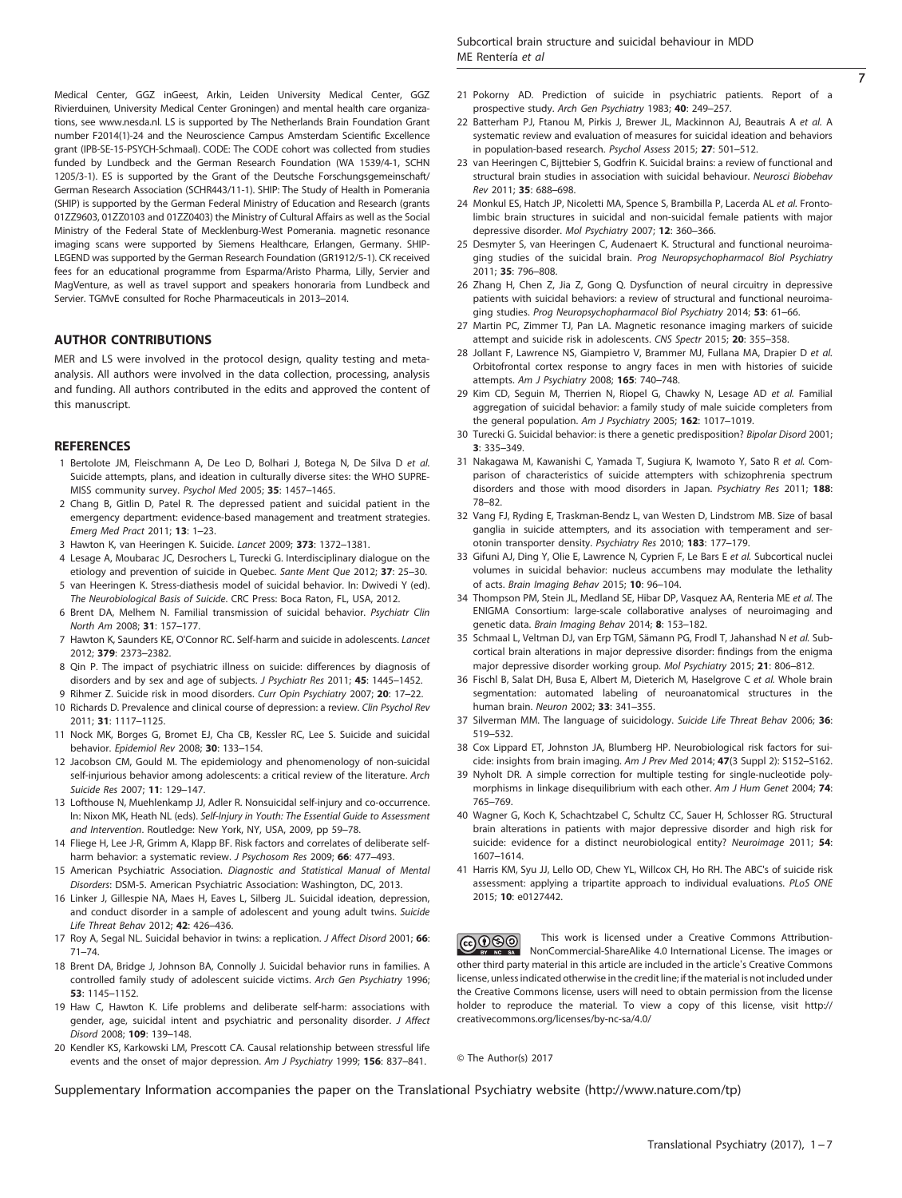Medical Center, GGZ inGeest, Arkin, Leiden University Medical Center, GGZ Rivierduinen, University Medical Center Groningen) and mental health care organizations, see www.nesda.nl. LS is supported by The Netherlands Brain Foundation Grant number F2014(1)-24 and the Neuroscience Campus Amsterdam Scientific Excellence grant (IPB-SE-15-PSYCH-Schmaal). CODE: The CODE cohort was collected from studies funded by Lundbeck and the German Research Foundation (WA 1539/4-1, SCHN 1205/3-1). ES is supported by the Grant of the Deutsche Forschungsgemeinschaft/ German Research Association (SCHR443/11-1). SHIP: The Study of Health in Pomerania (SHIP) is supported by the German Federal Ministry of Education and Research (grants 01ZZ9603, 01ZZ0103 and 01ZZ0403) the Ministry of Cultural Affairs as well as the Social Ministry of the Federal State of Mecklenburg-West Pomerania. magnetic resonance imaging scans were supported by Siemens Healthcare, Erlangen, Germany. SHIP-LEGEND was supported by the German Research Foundation (GR1912/5-1). CK received fees for an educational programme from Esparma/Aristo Pharma, Lilly, Servier and MagVenture, as well as travel support and speakers honoraria from Lundbeck and Servier. TGMvE consulted for Roche Pharmaceuticals in 2013–2014.

## AUTHOR CONTRIBUTIONS

MER and LS were involved in the protocol design, quality testing and meta-analysis. All authors were involved in the data collection, processing, analysis and funding. All authors contributed in the edits and approved the content of this manuscript.

## REFERENCES

1. Bertolote JM, Fleischmann A, De Leo D, Bolhari J, Botega N, De Silva D *et al.* Suicide attempts, plans, and ideation in culturally diverse sites: the WHO SUPRE-MISS community survey. *Psychol Med* 2005; **35**: 1457–1465.
2. Chang B, Gitlin D, Patel R. The depressed patient and suicidal patient in the emergency department: evidence-based management and treatment strategies. *Emerg Med Pract* 2011; **13**: 1–23.
3. Hawton K, van Heeringen K. Suicide. *Lancet* 2009; **373**: 1372–1381.
4. Lesage A, Moubarac JC, Desrochers L, Turecki G. Interdisciplinary dialogue on the etiology and prevention of suicide in Quebec. *Sante Ment Que* 2012; **37**: 25–30.
5. van Heeringen K. Stress-diathesis model of suicidal behavior. In: Dwivedi Y (ed). *The Neurobiological Basis of Suicide*. CRC Press: Boca Raton, FL, USA, 2012.
6. Brent DA, Melhem N. Familial transmission of suicidal behavior. *Psychiatr Clin North Am* 2008; **31**: 157–177.
7. Hawton K, Saunders KE, O'Connor RC. Self-harm and suicide in adolescents. *Lancet* 2012; **379**: 2373–2382.
8. Qin P. The impact of psychiatric illness on suicide: differences by diagnosis of disorders and by sex and age of subjects. *J Psychiatr Res* 2011; **45**: 1445–1452.
9. Rihmer Z. Suicide risk in mood disorders. *Curr Opin Psychiatry* 2007; **20**: 17–22.
10. Richards D. Prevalence and clinical course of depression: a review. *Clin Psychol Rev* 2011; **31**: 1117–1125.
11. Nock MK, Borges G, Bromet EJ, Cha CB, Kessler RC, Lee S. Suicide and suicidal behavior. *Epidemiol Rev* 2008; **30**: 133–154.
12. Jacobson CM, Gould M. The epidemiology and phenomenology of non-suicidal self-injurious behavior among adolescents: a critical review of the literature. *Arch Suicide Res* 2007; **11**: 129–147.
13. Lofthouse N, Muehlenkamp JJ, Adler R. Nonsuicidal self-injury and co-occurrence. In: Nixon MK, Heath NL (eds). *Self-Injury in Youth: The Essential Guide to Assessment and Intervention*. Routledge: New York, NY, USA, 2009, pp 59–78.
14. Fliege H, Lee J-R, Grimm A, Klapp BF. Risk factors and correlates of deliberate self-harm behavior: a systematic review. *J Psychosom Res* 2009; **66**: 477–493.
15. American Psychiatric Association. *Diagnostic and Statistical Manual of Mental Disorders*: DSM-5. American Psychiatric Association: Washington, DC, 2013.
16. Linker J, Gillespie NA, Maes H, Eaves L, Silberg JL. Suicidal ideation, depression, and conduct disorder in a sample of adolescent and young adult twins. *Suicide Life Threat Behav* 2012; **42**: 426–436.
17. Roy A, Segal NL. Suicidal behavior in twins: a replication. *J Affect Disord* 2001; **66**: 71–74.
18. Brent DA, Bridge J, Johnson BA, Connolly J. Suicidal behavior runs in families. A controlled family study of adolescent suicide victims. *Arch Gen Psychiatry* 1996; **53**: 1145–1152.
19. Haw C, Hawton K. Life problems and deliberate self-harm: associations with gender, age, suicidal intent and psychiatric and personality disorder. *J Affect Disord* 2008; **109**: 139–148.
20. Kendler KS, Karkowski LM, Prescott CA. Causal relationship between stressful life events and the onset of major depression. *Am J Psychiatry* 1999; **156**: 837–841.
21. Pokorny AD. Prediction of suicide in psychiatric patients. Report of a prospective study. *Arch Gen Psychiatry* 1983; **40**: 249–257.
22. Batterham PJ, Ftanou M, Pirkis J, Brewer JL, Mackinnon AJ, Beautrais A *et al.* A systematic review and evaluation of measures for suicidal ideation and behaviors in population-based research. *Psychol Assess* 2015; **27**: 501–512.
23. van Heeringen C, Bijttebier S, Godfrin K. Suicidal brains: a review of functional and structural brain studies in association with suicidal behaviour. *Neurosci Biobehav Rev* 2011; **35**: 688–698.
24. Monkul ES, Hatch JP, Nicoletti MA, Spence S, Brambilla P, Lacerda AL *et al.* Fronto-limbic brain structures in suicidal and non-suicidal female patients with major depressive disorder. *Mol Psychiatry* 2007; **12**: 360–366.
25. Desmyter S, van Heeringen C, Audenaert K. Structural and functional neuroimaging studies of the suicidal brain. *Prog Neuropsychopharmacol Biol Psychiatry* 2011; **35**: 796–808.
26. Zhang H, Chen Z, Jia Z, Gong Q. Dysfunction of neural circuitry in depressive patients with suicidal behaviors: a review of structural and functional neuroimaging studies. *Prog Neuropsychopharmacol Biol Psychiatry* 2014; **53**: 61–66.
27. Martin PC, Zimmer TJ, Pan LA. Magnetic resonance imaging markers of suicide attempt and suicide risk in adolescents. *CNS Spectr* 2015; **20**: 355–358.
28. Jollant F, Lawrence NS, Giampietro V, Brammer MJ, Fullana MA, Drapier D *et al.* Orbitofrontal cortex response to angry faces in men with histories of suicide attempts. *Am J Psychiatry* 2008; **165**: 740–748.
29. Kim CD, Seguin M, Therrien N, Riopel G, Chawky N, Lesage AD *et al.* Familial aggregation of suicidal behavior: a family study of male suicide completers from the general population. *Am J Psychiatry* 2005; **162**: 1017–1019.
30. Turecki G. Suicidal behavior: is there a genetic predisposition? *Bipolar Disord* 2001; **3**: 335–349.
31. Nakagawa M, Kawanishi C, Yamada T, Sugiura K, Iwamoto Y, Sato R *et al.* Comparison of characteristics of suicide attempters with schizophrenia spectrum disorders and those with mood disorders in Japan. *Psychiatry Res* 2011; **188**: 78–82.
32. Vang FJ, Ryding E, Traskman-Bendz L, van Westen D, Lindstrom MB. Size of basal ganglia in suicide attempters, and its association with temperament and serotonin transporter density. *Psychiatry Res* 2010; **183**: 177–179.
33. Gifuni AJ, Ding Y, Olie E, Lawrence N, Cyprien F, Le Bars E *et al.* Subcortical nuclei volumes in suicidal behavior: nucleus accumbens may modulate the lethality of acts. *Brain Imaging Behav* 2015; **10**: 96–104.
34. Thompson PM, Stein JL, Medland SE, Hibar DP, Vasquez AA, Renteria ME *et al.* The ENIGMA Consortium: large-scale collaborative analyses of neuroimaging and genetic data. *Brain Imaging Behav* 2014; **8**: 153–182.
35. Schmaal L, Veltman DJ, van Erp TGM, Sämann PG, Frodl T, Jahanshad N *et al.* Subcortical brain alterations in major depressive disorder: findings from the enigma major depressive disorder working group. *Mol Psychiatry* 2015; **21**: 806–812.
36. Fischl B, Salat DH, Busa E, Albert M, Dieterich M, Haselgrove C *et al.* Whole brain segmentation: automated labeling of neuroanatomical structures in the human brain. *Neuron* 2002; **33**: 341–355.
37. Silverman MM. The language of suicidology. *Suicide Life Threat Behav* 2006; **36**: 519–532.
38. Cox Lippard ET, Johnston JA, Blumberg HP. Neurobiological risk factors for suicide: insights from brain imaging. *Am J Prev Med* 2014; **47**(3 Suppl 2): S152–S162.
39. Nyholt DR. A simple correction for multiple testing for single-nucleotide polymorphisms in linkage disequilibrium with each other. *Am J Hum Genet* 2004; **74**: 765–769.
40. Wagner G, Koch K, Schachtzabel C, Schultz CC, Sauer H, Schlosser RG. Structural brain alterations in patients with major depressive disorder and high risk for suicide: evidence for a distinct neurobiological entity? *Neuroimage* 2011; **54**: 1607–1614.
41. Harris KM, Syu JJ, Lello OD, Chew YL, Willcox CH, Ho RH. The ABC's of suicide risk assessment: applying a tripartite approach to individual evaluations. *PLoS ONE* 2015; **10**: e0127442.

This work is licensed under a Creative Commons Attribution-NonCommercial-ShareAlike 4.0 International License. The images or other third party material in this article are included in the article's Creative Commons license, unless indicated otherwise in the credit line; if the material is not included under the Creative Commons license, users will need to obtain permission from the license holder to reproduce the material. To view a copy of this license, visit http://creativecommons.org/licenses/by-nc-sa/4.0/

© The Author(s) 2017

Supplementary Information accompanies the paper on the Translational Psychiatry website (http://www.nature.com/tp)